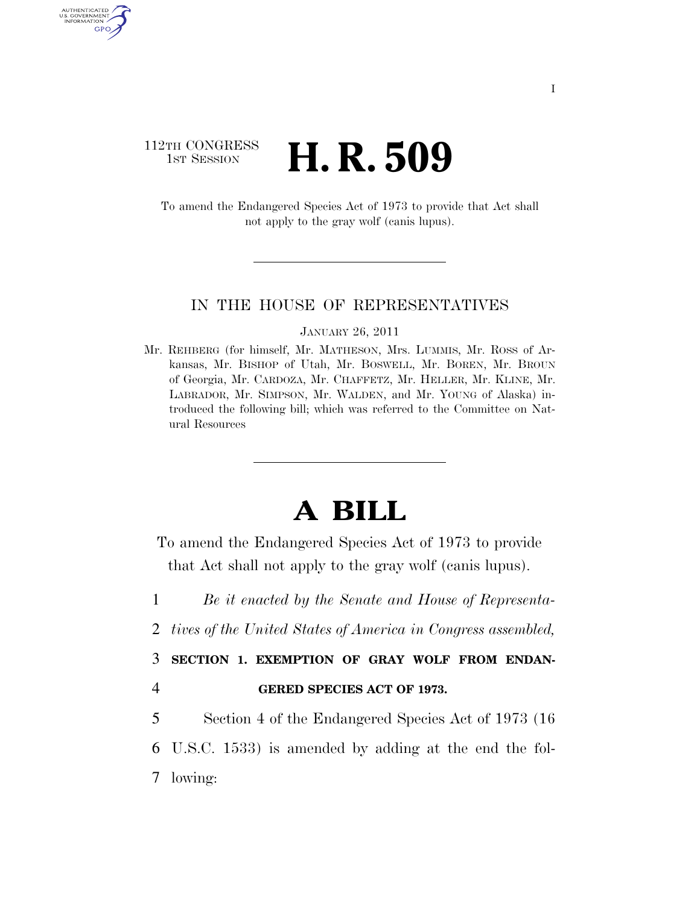112TH CONGRESS
1ST SESSION

# H. R. 509

To amend the Endangered Species Act of 1973 to provide that Act shall not apply to the gray wolf (canis lupus).

IN THE HOUSE OF REPRESENTATIVES

JANUARY 26, 2011

Mr. REHBERG (for himself, Mr. MATHESON, Mrs. LUMMIS, Mr. ROSS of Arkansas, Mr. BISHOP of Utah, Mr. BOSWELL, Mr. BOREN, Mr. BROUN of Georgia, Mr. CARDOZA, Mr. CHAFFETZ, Mr. HELLER, Mr. KLINE, Mr. LABRADOR, Mr. SIMPSON, Mr. WALDEN, and Mr. YOUNG of Alaska) introduced the following bill; which was referred to the Committee on Natural Resources

# A BILL

To amend the Endangered Species Act of 1973 to provide that Act shall not apply to the gray wolf (canis lupus).

1 *Be it enacted by the Senate and House of Representa-*
2 *tives of the United States of America in Congress assembled,*

3 **SECTION 1. EXEMPTION OF GRAY WOLF FROM ENDAN-**
4 **GERED SPECIES ACT OF 1973.**

5 Section 4 of the Endangered Species Act of 1973 (16
6 U.S.C. 1533) is amended by adding at the end the fol-
7 lowing: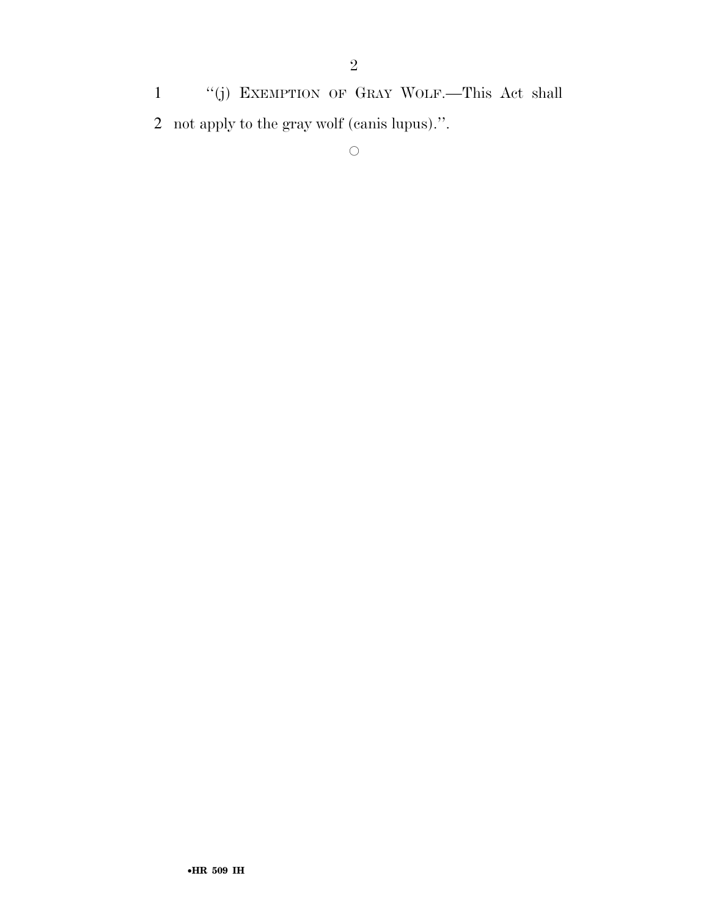"(j) EXEMPTION OF GRAY WOLF.—This Act shall not apply to the gray wolf (canis lupus).".

○